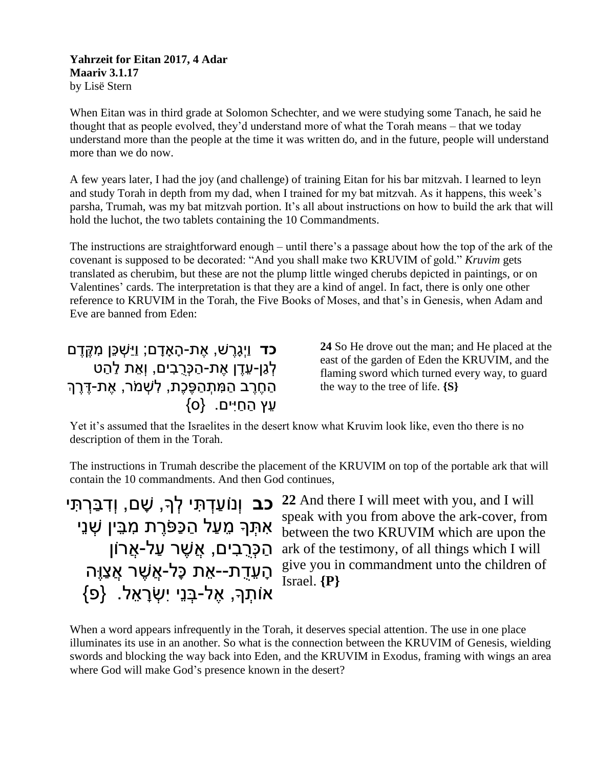**Yahrzeit for Eitan 2017, 4 Adar**
**Maariv 3.1.17**
by Lisë Stern

When Eitan was in third grade at Solomon Schechter, and we were studying some Tanach, he said he thought that as people evolved, they'd understand more of what the Torah means – that we today understand more than the people at the time it was written do, and in the future, people will understand more than we do now.

A few years later, I had the joy (and challenge) of training Eitan for his bar mitzvah. I learned to leyn and study Torah in depth from my dad, when I trained for my bat mitzvah. As it happens, this week's parsha, Trumah, was my bat mitzvah portion. It's all about instructions on how to build the ark that will hold the luchot, the two tablets containing the 10 Commandments.

The instructions are straightforward enough – until there's a passage about how the top of the ark of the covenant is supposed to be decorated: "And you shall make two KRUVIM of gold." *Kruvim* gets translated as cherubim, but these are not the plump little winged cherubs depicted in paintings, or on Valentines' cards. The interpretation is that they are a kind of angel. In fact, there is only one other reference to KRUVIM in the Torah, the Five Books of Moses, and that's in Genesis, when Adam and Eve are banned from Eden:

**כד** וַיְגָרֶשׁ, אֶת-הָאָדָם; וַיַּשְׁכֵּן מִקֶּדֶם לְגַן-עֵדֶן אֶת-הַכְּרֻבִים, וְאֵת לַהַט הַחֶרֶב הַמִּתְהַפֶּכֶת, לִשְׁמֹר, אֶת-דֶּרֶךְ עֵץ הַחַיִּים. {ס}

**24** So He drove out the man; and He placed at the east of the garden of Eden the KRUVIM, and the flaming sword which turned every way, to guard the way to the tree of life. **{S}**

Yet it's assumed that the Israelites in the desert know what Kruvim look like, even tho there is no description of them in the Torah.

The instructions in Trumah describe the placement of the KRUVIM on top of the portable ark that will contain the 10 commandments. And then God continues,

**כב** וְנוֹעַדְתִּי לְךָ, שָׁם, וְדִבַּרְתִּי אִתְּךָ מֵעַל הַכַּפֹּרֶת מִבֵּין שְׁנֵי הַכְּרֻבִים, אֲשֶׁר עַל-אֲרוֹן הָעֵדֻת--אֵת כָּל-אֲשֶׁר אֲצַוֶּה אוֹתְךָ, אֶל-בְּנֵי יִשְׂרָאֵל. {פ}

**22** And there I will meet with you, and I will speak with you from above the ark-cover, from between the two KRUVIM which are upon the ark of the testimony, of all things which I will give you in commandment unto the children of Israel. **{P}**

When a word appears infrequently in the Torah, it deserves special attention. The use in one place illuminates its use in an another. So what is the connection between the KRUVIM of Genesis, wielding swords and blocking the way back into Eden, and the KRUVIM in Exodus, framing with wings an area where God will make God's presence known in the desert?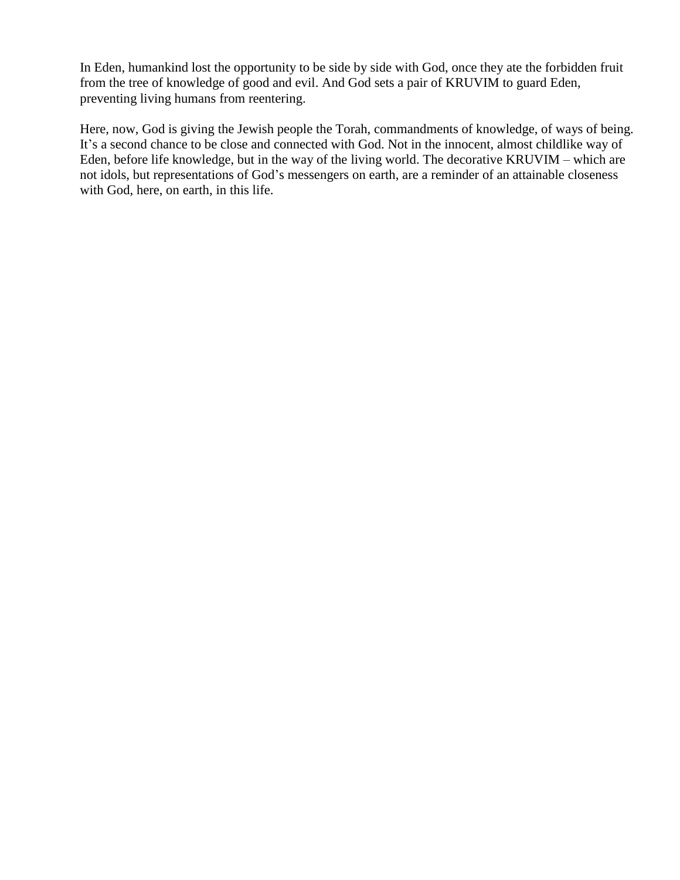In Eden, humankind lost the opportunity to be side by side with God, once they ate the forbidden fruit from the tree of knowledge of good and evil. And God sets a pair of KRUVIM to guard Eden, preventing living humans from reentering.

Here, now, God is giving the Jewish people the Torah, commandments of knowledge, of ways of being. It's a second chance to be close and connected with God. Not in the innocent, almost childlike way of Eden, before life knowledge, but in the way of the living world. The decorative KRUVIM – which are not idols, but representations of God's messengers on earth, are a reminder of an attainable closeness with God, here, on earth, in this life.